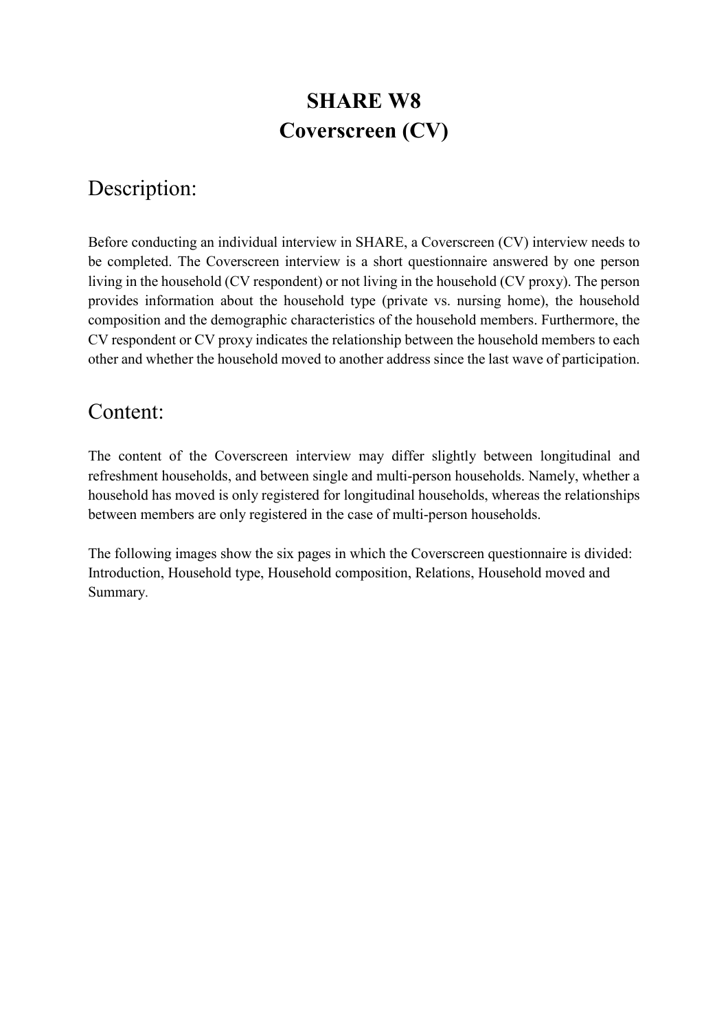# SHARE W8
# Coverscreen (CV)

## Description:

Before conducting an individual interview in SHARE, a Coverscreen (CV) interview needs to be completed. The Coverscreen interview is a short questionnaire answered by one person living in the household (CV respondent) or not living in the household (CV proxy). The person provides information about the household type (private vs. nursing home), the household composition and the demographic characteristics of the household members. Furthermore, the CV respondent or CV proxy indicates the relationship between the household members to each other and whether the household moved to another address since the last wave of participation.

## Content:

The content of the Coverscreen interview may differ slightly between longitudinal and refreshment households, and between single and multi-person households. Namely, whether a household has moved is only registered for longitudinal households, whereas the relationships between members are only registered in the case of multi-person households.

The following images show the six pages in which the Coverscreen questionnaire is divided: Introduction, Household type, Household composition, Relations, Household moved and Summary.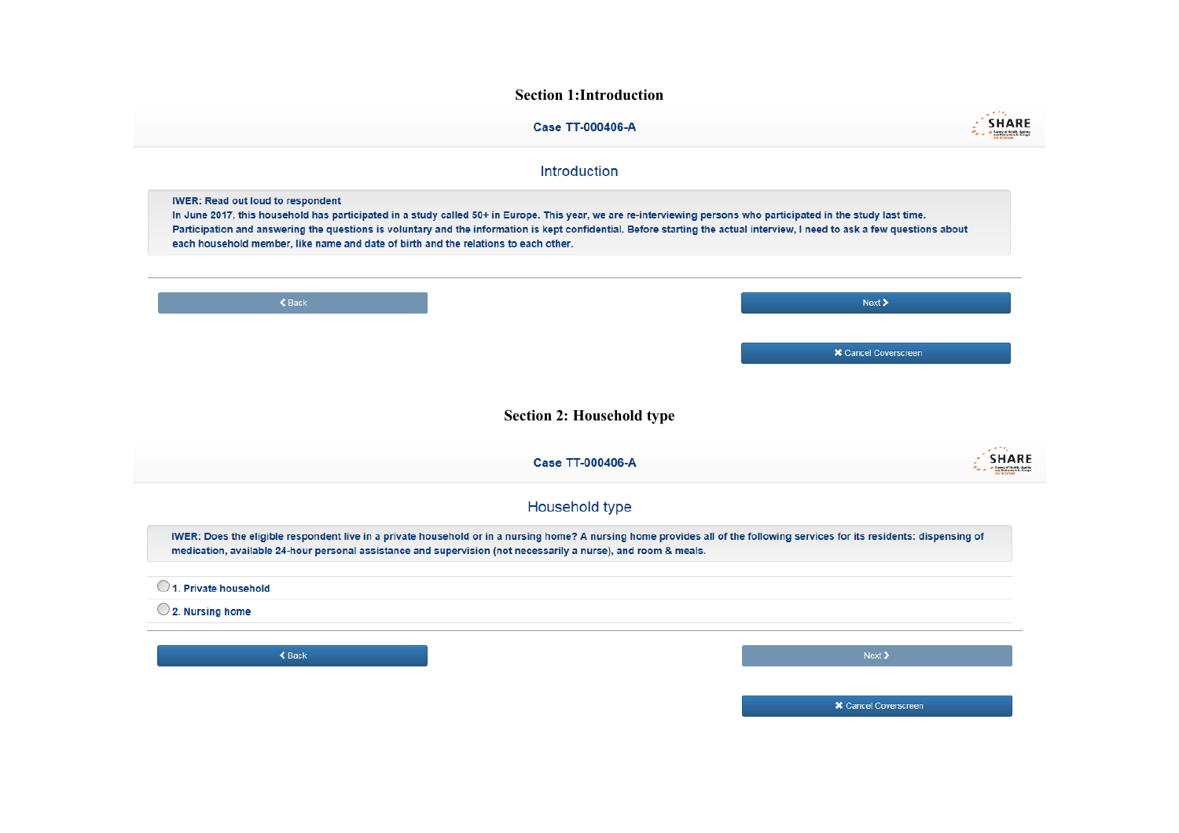## Section 1:Introduction

**Case TT-000406-A**

### Introduction

**IWER: Read out loud to respondent**
In June 2017, this household has participated in a study called 50+ in Europe. This year, we are re-interviewing persons who participated in the study last time. Participation and answering the questions is voluntary and the information is kept confidential. Before starting the actual interview, I need to ask a few questions about each household member, like name and date of birth and the relations to each other.

< Back | Next >

✖ Cancel Coverscreen

## Section 2: Household type

**Case TT-000406-A**

### Household type

IWER: Does the eligible respondent live in a private household or in a nursing home? A nursing home provides all of the following services for its residents: dispensing of medication, available 24-hour personal assistance and supervision (not necessarily a nurse), and room & meals.

- 1. Private household
- 2. Nursing home

< Back | Next >

✖ Cancel Coverscreen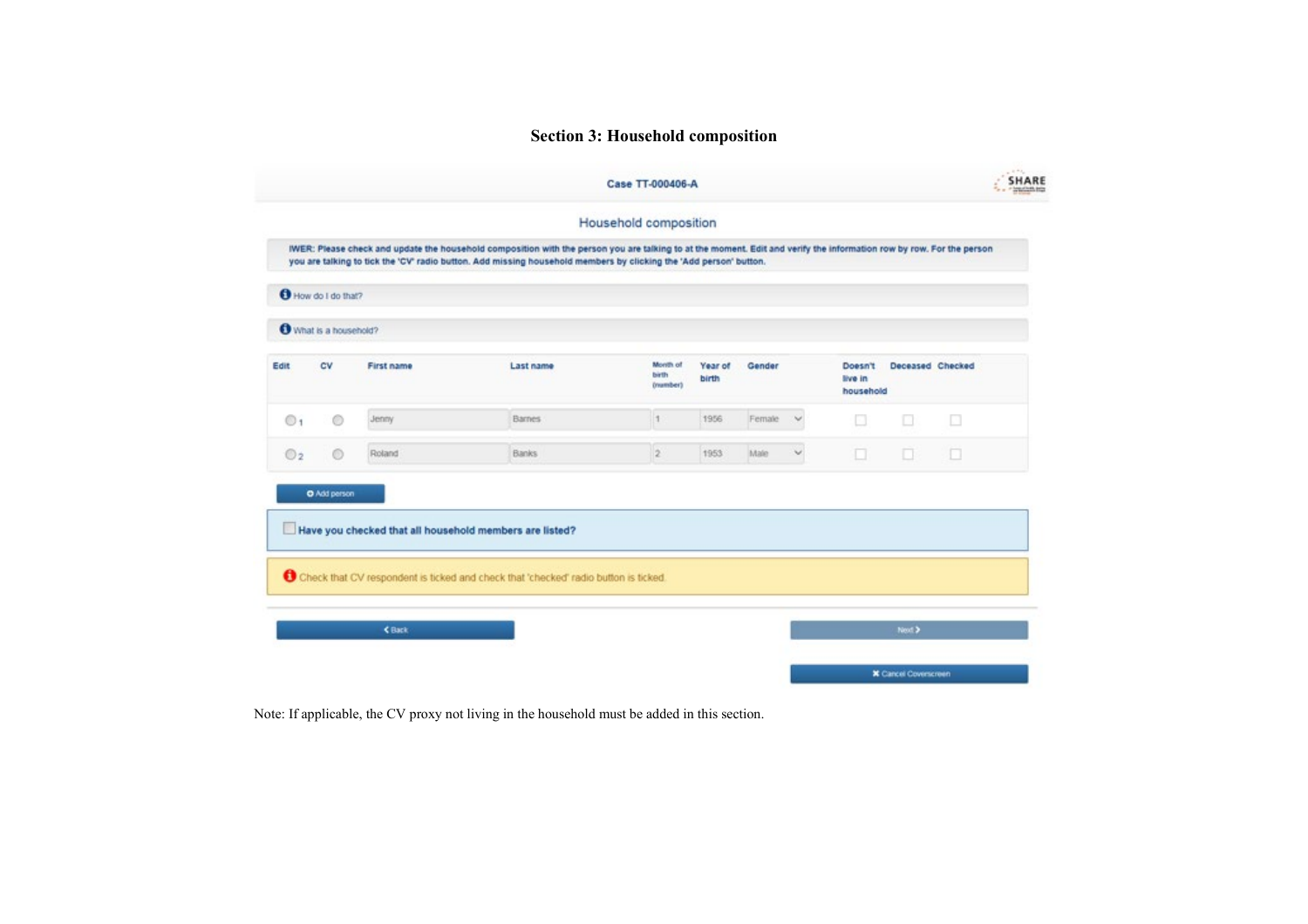## Section 3: Household composition

Case TT-000406-A

Household composition

IWER: Please check and update the household composition with the person you are talking to at the moment. Edit and verify the information row by row. For the person you are talking to tick the 'CV' radio button. Add missing household members by clicking the 'Add person' button.

How do I do that?

What is a household?

| Edit | CV | First name | Last name | Month of birth (number) | Year of birth | Gender | Doesn't live in household | Deceased | Checked |
| --- | --- | --- | --- | --- | --- | --- | --- | --- | --- |
| 1 | | Jenny | Barnes | 1 | 1956 | Female | | | |
| 2 | | Roland | Banks | 2 | 1953 | Male | | | |

Add person

Have you checked that all household members are listed?

Check that CV respondent is ticked and check that 'checked' radio button is ticked.

Back

Next

Cancel Coverscreen

Note: If applicable, the CV proxy not living in the household must be added in this section.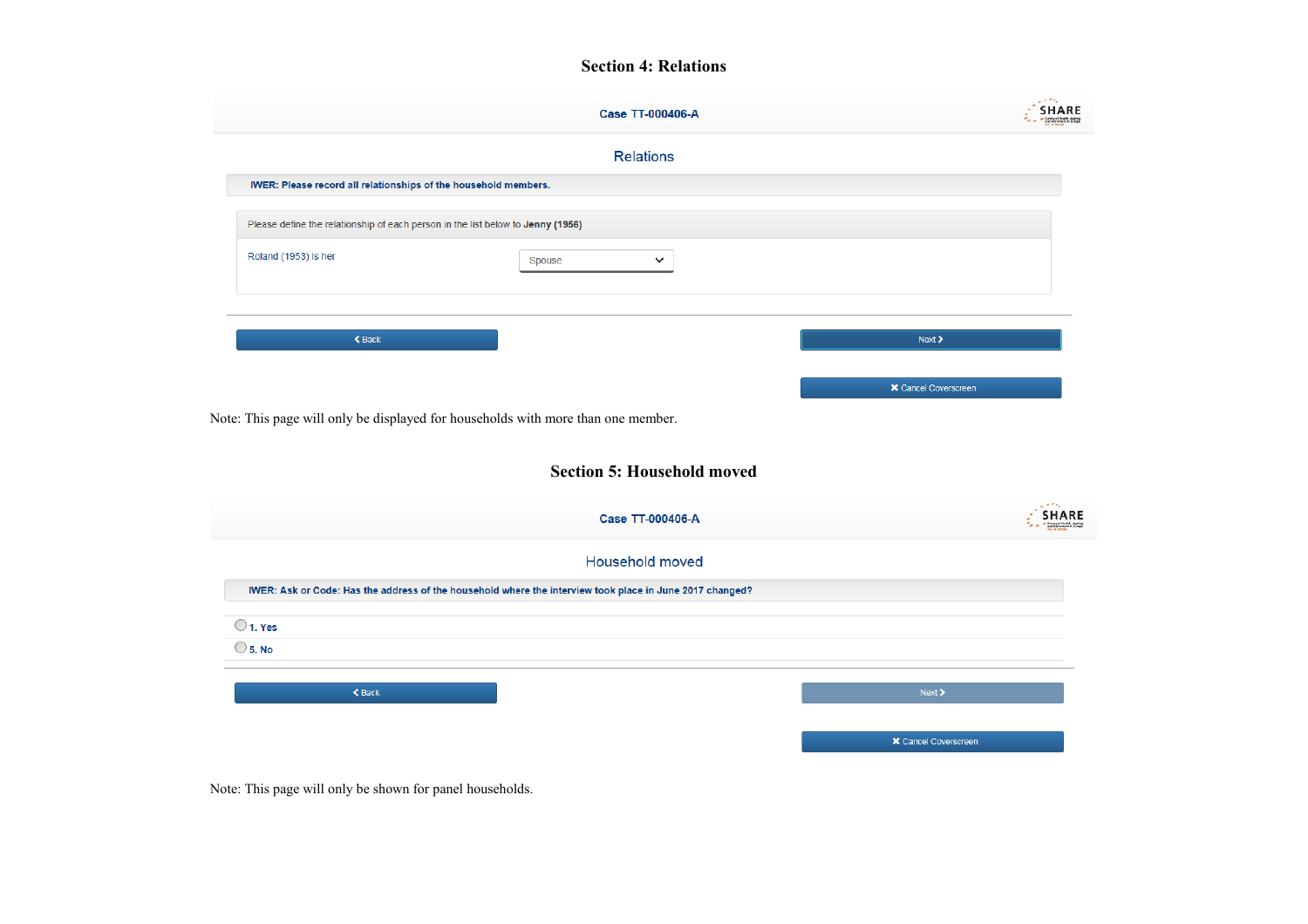## Section 4: Relations

**Case** TT-000406-A

SHARE

Relations

**IWER: Please record all relationships of the household members.**

Please define the relationship of each person in the list below to **Jenny (1956)**

Roland (1953) is her — Spouse

‹ Back | Next ›

✖ Cancel Coverscreen

Note: This page will only be displayed for households with more than one member.

## Section 5: Household moved

**Case** TT-000406-A

SHARE

Household moved

**IWER: Ask or Code: Has the address of the household where the interview took place in June 2017 changed?**

- 1. Yes
- 5. No

‹ Back | Next ›

✖ Cancel Coverscreen

Note: This page will only be shown for panel households.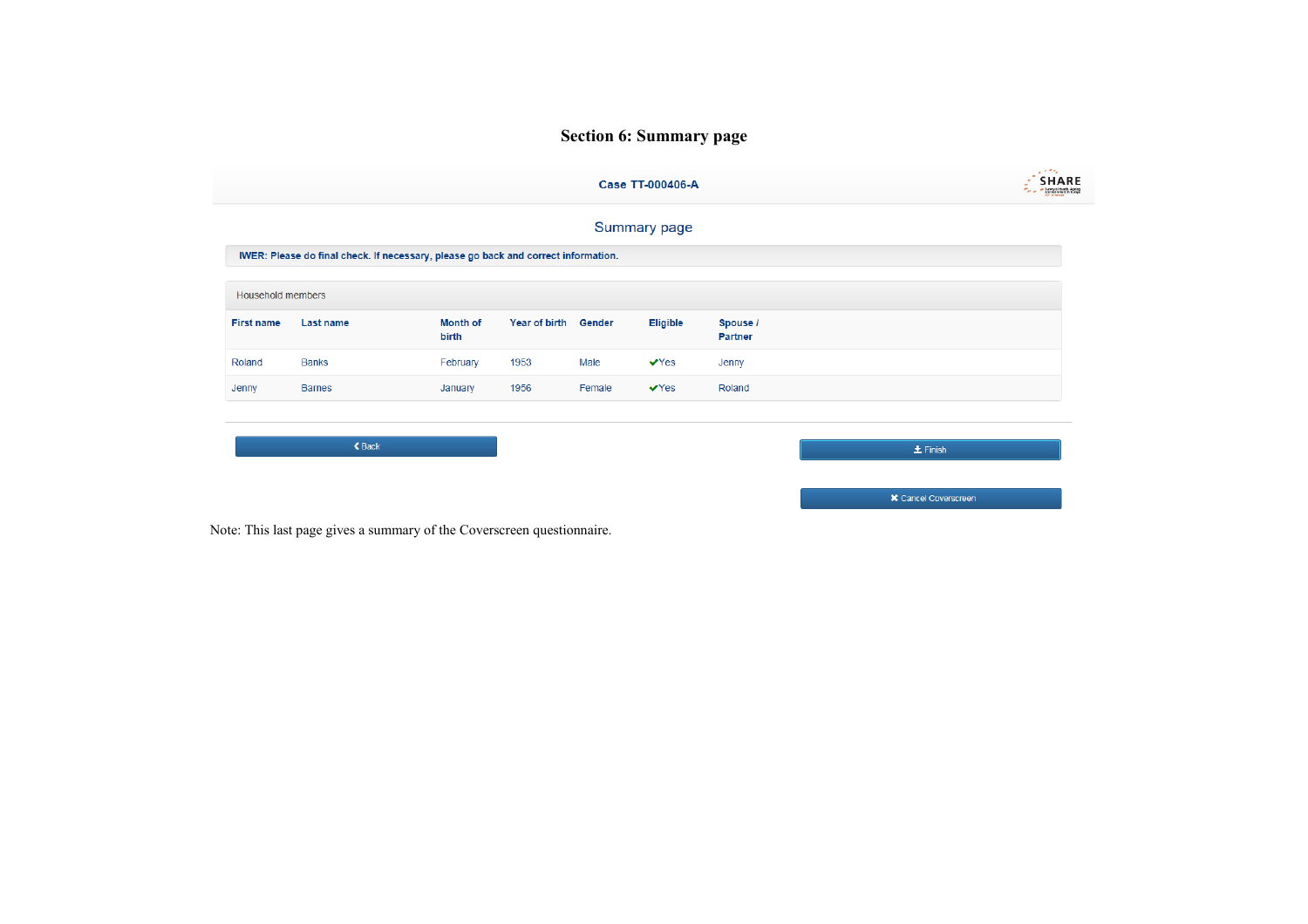### Section 6: Summary page

**Case TT-000406-A**

SHARE

Summary page

**IWER: Please do final check. If necessary, please go back and correct information.**

Household members

| First name | Last name | Month of birth | Year of birth | Gender | Eligible | Spouse / Partner |
|---|---|---|---|---|---|---|
| Roland | Banks | February | 1953 | Male | ✔Yes | Jenny |
| Jenny | Barnes | January | 1956 | Female | ✔Yes | Roland |

Back

Finish

Cancel Coverscreen

Note: This last page gives a summary of the Coverscreen questionnaire.